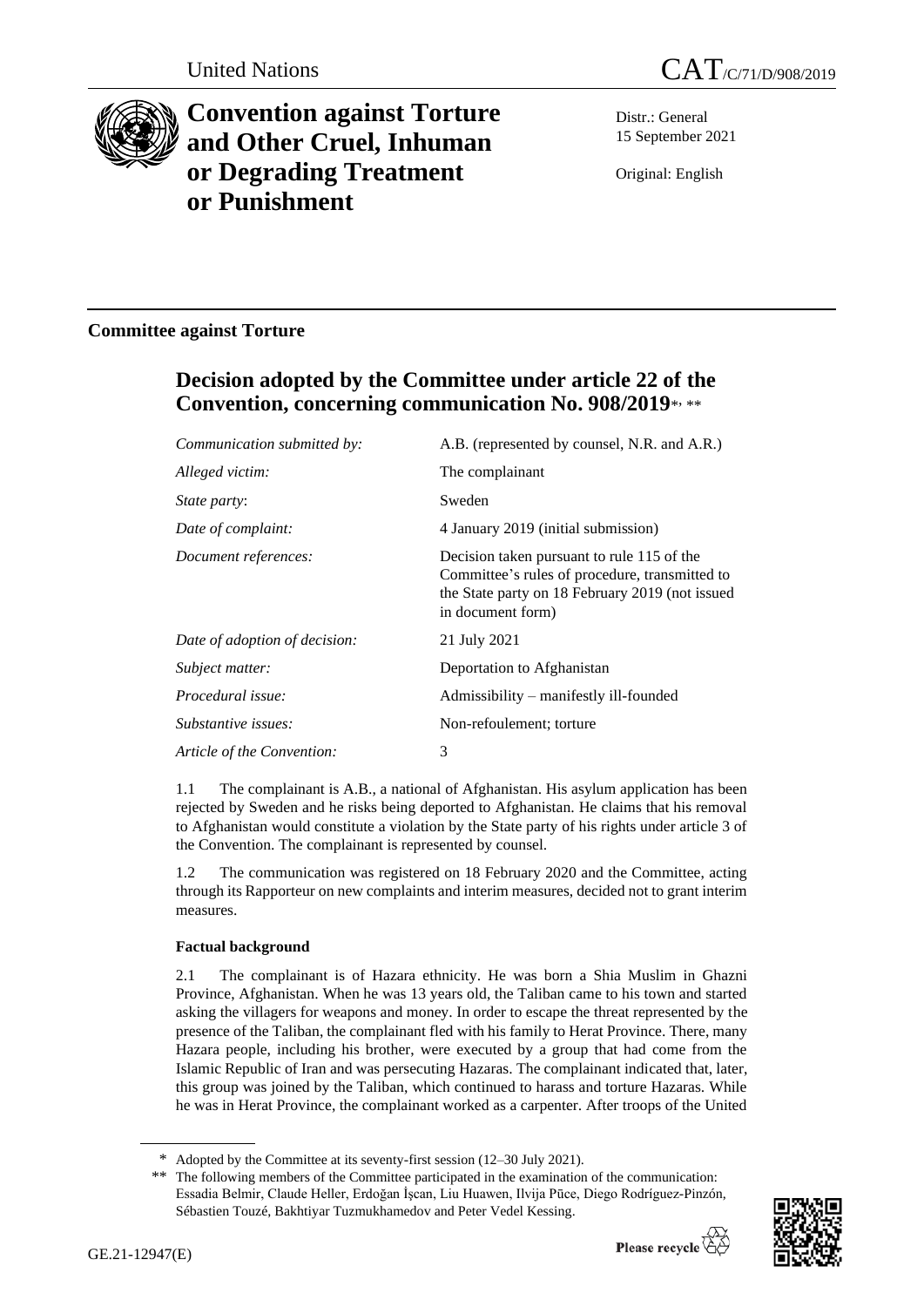United Nations CAT/C/71/D/908/2019

# Convention against Torture and Other Cruel, Inhuman or Degrading Treatment or Punishment

Distr.: General
15 September 2021

Original: English

## Committee against Torture

## Decision adopted by the Committee under article 22 of the Convention, concerning communication No. 908/2019*, **

| | |
|---|---|
| *Communication submitted by:* | A.B. (represented by counsel, N.R. and A.R.) |
| *Alleged victim:* | The complainant |
| *State party*: | Sweden |
| *Date of complaint:* | 4 January 2019 (initial submission) |
| *Document references:* | Decision taken pursuant to rule 115 of the Committee's rules of procedure, transmitted to the State party on 18 February 2019 (not issued in document form) |
| *Date of adoption of decision:* | 21 July 2021 |
| *Subject matter:* | Deportation to Afghanistan |
| *Procedural issue:* | Admissibility – manifestly ill-founded |
| *Substantive issues:* | Non-refoulement; torture |
| *Article of the Convention:* | 3 |

1.1 The complainant is A.B., a national of Afghanistan. His asylum application has been rejected by Sweden and he risks being deported to Afghanistan. He claims that his removal to Afghanistan would constitute a violation by the State party of his rights under article 3 of the Convention. The complainant is represented by counsel.

1.2 The communication was registered on 18 February 2020 and the Committee, acting through its Rapporteur on new complaints and interim measures, decided not to grant interim measures.

### Factual background

2.1 The complainant is of Hazara ethnicity. He was born a Shia Muslim in Ghazni Province, Afghanistan. When he was 13 years old, the Taliban came to his town and started asking the villagers for weapons and money. In order to escape the threat represented by the presence of the Taliban, the complainant fled with his family to Herat Province. There, many Hazara people, including his brother, were executed by a group that had come from the Islamic Republic of Iran and was persecuting Hazaras. The complainant indicated that, later, this group was joined by the Taliban, which continued to harass and torture Hazaras. While he was in Herat Province, the complainant worked as a carpenter. After troops of the United

---

\* Adopted by the Committee at its seventy-first session (12–30 July 2021).

\*\* The following members of the Committee participated in the examination of the communication: Essadia Belmir, Claude Heller, Erdoğan İşcan, Liu Huawen, Ilvija Pūce, Diego Rodríguez-Pinzón, Sébastien Touzé, Bakhtiyar Tuzmukhamedov and Peter Vedel Kessing.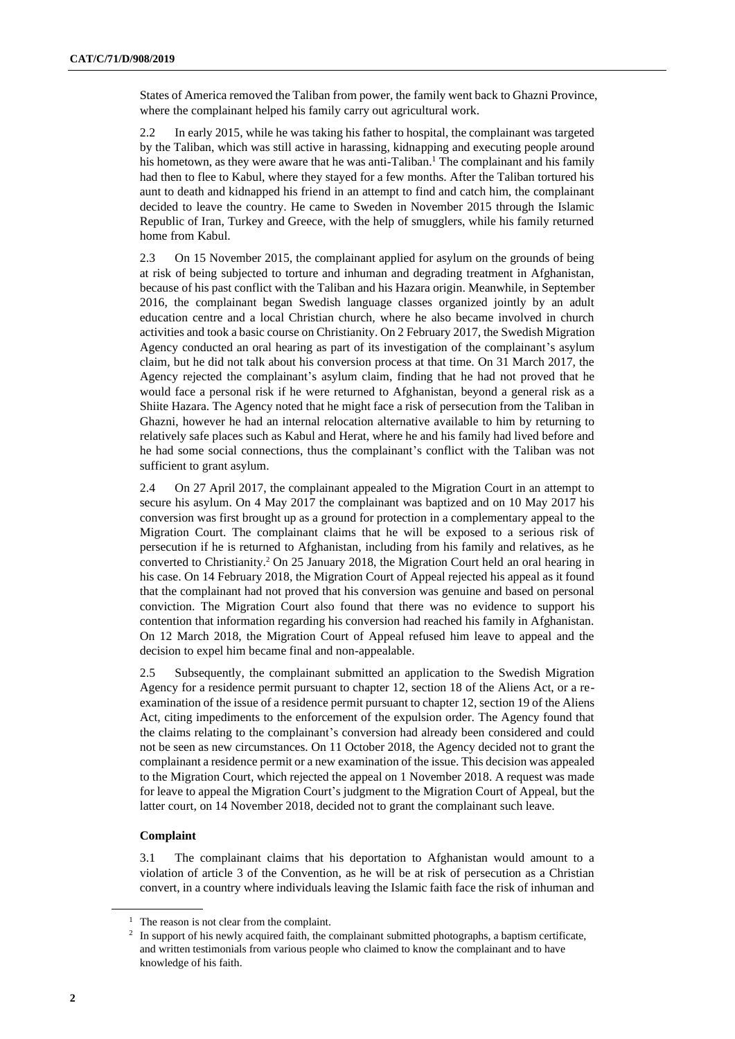States of America removed the Taliban from power, the family went back to Ghazni Province, where the complainant helped his family carry out agricultural work.

2.2 In early 2015, while he was taking his father to hospital, the complainant was targeted by the Taliban, which was still active in harassing, kidnapping and executing people around his hometown, as they were aware that he was anti-Taliban.[1] The complainant and his family had then to flee to Kabul, where they stayed for a few months. After the Taliban tortured his aunt to death and kidnapped his friend in an attempt to find and catch him, the complainant decided to leave the country. He came to Sweden in November 2015 through the Islamic Republic of Iran, Turkey and Greece, with the help of smugglers, while his family returned home from Kabul.

2.3 On 15 November 2015, the complainant applied for asylum on the grounds of being at risk of being subjected to torture and inhuman and degrading treatment in Afghanistan, because of his past conflict with the Taliban and his Hazara origin. Meanwhile, in September 2016, the complainant began Swedish language classes organized jointly by an adult education centre and a local Christian church, where he also became involved in church activities and took a basic course on Christianity. On 2 February 2017, the Swedish Migration Agency conducted an oral hearing as part of its investigation of the complainant's asylum claim, but he did not talk about his conversion process at that time. On 31 March 2017, the Agency rejected the complainant's asylum claim, finding that he had not proved that he would face a personal risk if he were returned to Afghanistan, beyond a general risk as a Shiite Hazara. The Agency noted that he might face a risk of persecution from the Taliban in Ghazni, however he had an internal relocation alternative available to him by returning to relatively safe places such as Kabul and Herat, where he and his family had lived before and he had some social connections, thus the complainant's conflict with the Taliban was not sufficient to grant asylum.

2.4 On 27 April 2017, the complainant appealed to the Migration Court in an attempt to secure his asylum. On 4 May 2017 the complainant was baptized and on 10 May 2017 his conversion was first brought up as a ground for protection in a complementary appeal to the Migration Court. The complainant claims that he will be exposed to a serious risk of persecution if he is returned to Afghanistan, including from his family and relatives, as he converted to Christianity.[2] On 25 January 2018, the Migration Court held an oral hearing in his case. On 14 February 2018, the Migration Court of Appeal rejected his appeal as it found that the complainant had not proved that his conversion was genuine and based on personal conviction. The Migration Court also found that there was no evidence to support his contention that information regarding his conversion had reached his family in Afghanistan. On 12 March 2018, the Migration Court of Appeal refused him leave to appeal and the decision to expel him became final and non-appealable.

2.5 Subsequently, the complainant submitted an application to the Swedish Migration Agency for a residence permit pursuant to chapter 12, section 18 of the Aliens Act, or a re-examination of the issue of a residence permit pursuant to chapter 12, section 19 of the Aliens Act, citing impediments to the enforcement of the expulsion order. The Agency found that the claims relating to the complainant's conversion had already been considered and could not be seen as new circumstances. On 11 October 2018, the Agency decided not to grant the complainant a residence permit or a new examination of the issue. This decision was appealed to the Migration Court, which rejected the appeal on 1 November 2018. A request was made for leave to appeal the Migration Court's judgment to the Migration Court of Appeal, but the latter court, on 14 November 2018, decided not to grant the complainant such leave.

### Complaint

3.1 The complainant claims that his deportation to Afghanistan would amount to a violation of article 3 of the Convention, as he will be at risk of persecution as a Christian convert, in a country where individuals leaving the Islamic faith face the risk of inhuman and

---

[1] The reason is not clear from the complaint.

[2] In support of his newly acquired faith, the complainant submitted photographs, a baptism certificate, and written testimonials from various people who claimed to know the complainant and to have knowledge of his faith.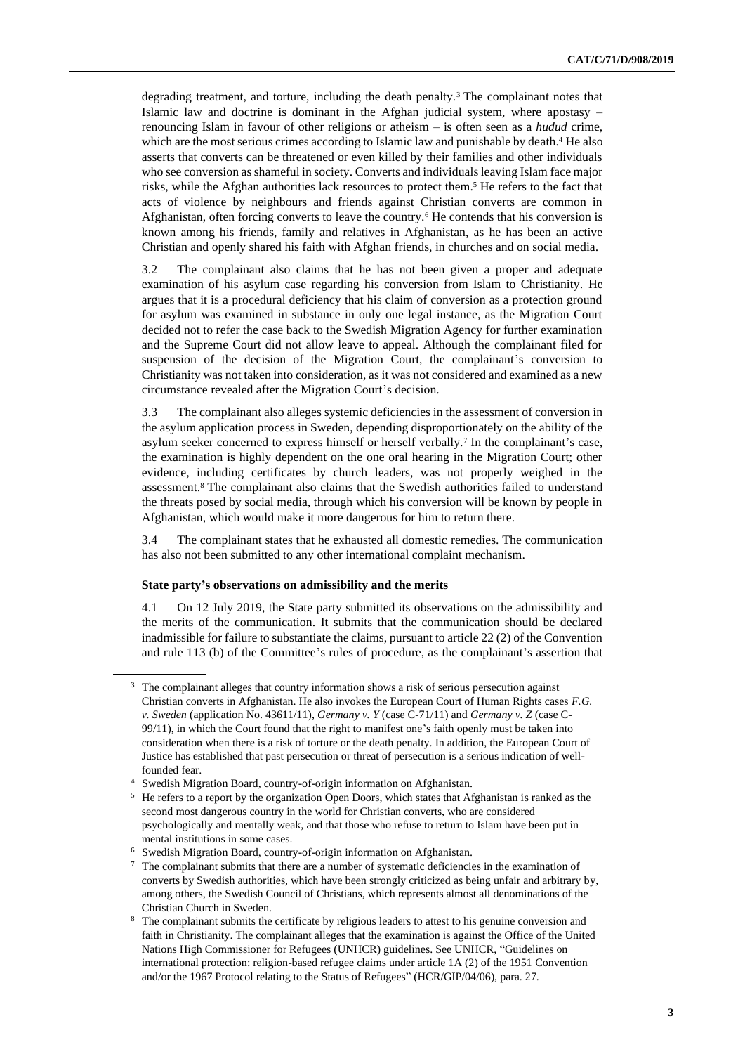degrading treatment, and torture, including the death penalty.[3] The complainant notes that Islamic law and doctrine is dominant in the Afghan judicial system, where apostasy – renouncing Islam in favour of other religions or atheism – is often seen as a *hudud* crime, which are the most serious crimes according to Islamic law and punishable by death.[4] He also asserts that converts can be threatened or even killed by their families and other individuals who see conversion as shameful in society. Converts and individuals leaving Islam face major risks, while the Afghan authorities lack resources to protect them.[5] He refers to the fact that acts of violence by neighbours and friends against Christian converts are common in Afghanistan, often forcing converts to leave the country.[6] He contends that his conversion is known among his friends, family and relatives in Afghanistan, as he has been an active Christian and openly shared his faith with Afghan friends, in churches and on social media.

3.2 The complainant also claims that he has not been given a proper and adequate examination of his asylum case regarding his conversion from Islam to Christianity. He argues that it is a procedural deficiency that his claim of conversion as a protection ground for asylum was examined in substance in only one legal instance, as the Migration Court decided not to refer the case back to the Swedish Migration Agency for further examination and the Supreme Court did not allow leave to appeal. Although the complainant filed for suspension of the decision of the Migration Court, the complainant's conversion to Christianity was not taken into consideration, as it was not considered and examined as a new circumstance revealed after the Migration Court's decision.

3.3 The complainant also alleges systemic deficiencies in the assessment of conversion in the asylum application process in Sweden, depending disproportionately on the ability of the asylum seeker concerned to express himself or herself verbally.[7] In the complainant's case, the examination is highly dependent on the one oral hearing in the Migration Court; other evidence, including certificates by church leaders, was not properly weighed in the assessment.[8] The complainant also claims that the Swedish authorities failed to understand the threats posed by social media, through which his conversion will be known by people in Afghanistan, which would make it more dangerous for him to return there.

3.4 The complainant states that he exhausted all domestic remedies. The communication has also not been submitted to any other international complaint mechanism.

**State party's observations on admissibility and the merits**

4.1 On 12 July 2019, the State party submitted its observations on the admissibility and the merits of the communication. It submits that the communication should be declared inadmissible for failure to substantiate the claims, pursuant to article 22 (2) of the Convention and rule 113 (b) of the Committee's rules of procedure, as the complainant's assertion that

---

[3] The complainant alleges that country information shows a risk of serious persecution against Christian converts in Afghanistan. He also invokes the European Court of Human Rights cases *F.G. v. Sweden* (application No. 43611/11), *Germany v. Y* (case C-71/11) and *Germany v. Z* (case C-99/11), in which the Court found that the right to manifest one's faith openly must be taken into consideration when there is a risk of torture or the death penalty. In addition, the European Court of Justice has established that past persecution or threat of persecution is a serious indication of well-founded fear.

[4] Swedish Migration Board, country-of-origin information on Afghanistan.

[5] He refers to a report by the organization Open Doors, which states that Afghanistan is ranked as the second most dangerous country in the world for Christian converts, who are considered psychologically and mentally weak, and that those who refuse to return to Islam have been put in mental institutions in some cases.

[6] Swedish Migration Board, country-of-origin information on Afghanistan.

[7] The complainant submits that there are a number of systematic deficiencies in the examination of converts by Swedish authorities, which have been strongly criticized as being unfair and arbitrary by, among others, the Swedish Council of Christians, which represents almost all denominations of the Christian Church in Sweden.

[8] The complainant submits the certificate by religious leaders to attest to his genuine conversion and faith in Christianity. The complainant alleges that the examination is against the Office of the United Nations High Commissioner for Refugees (UNHCR) guidelines. See UNHCR, "Guidelines on international protection: religion-based refugee claims under article 1A (2) of the 1951 Convention and/or the 1967 Protocol relating to the Status of Refugees" (HCR/GIP/04/06), para. 27.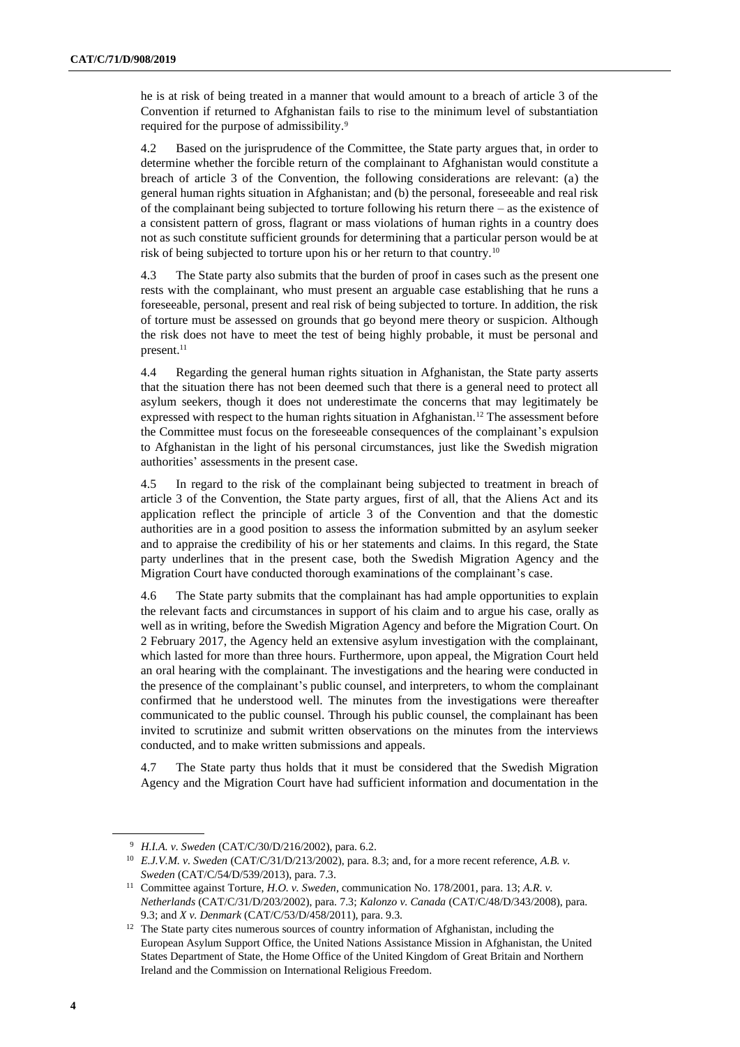he is at risk of being treated in a manner that would amount to a breach of article 3 of the Convention if returned to Afghanistan fails to rise to the minimum level of substantiation required for the purpose of admissibility.[9]

4.2 Based on the jurisprudence of the Committee, the State party argues that, in order to determine whether the forcible return of the complainant to Afghanistan would constitute a breach of article 3 of the Convention, the following considerations are relevant: (a) the general human rights situation in Afghanistan; and (b) the personal, foreseeable and real risk of the complainant being subjected to torture following his return there – as the existence of a consistent pattern of gross, flagrant or mass violations of human rights in a country does not as such constitute sufficient grounds for determining that a particular person would be at risk of being subjected to torture upon his or her return to that country.[10]

4.3 The State party also submits that the burden of proof in cases such as the present one rests with the complainant, who must present an arguable case establishing that he runs a foreseeable, personal, present and real risk of being subjected to torture. In addition, the risk of torture must be assessed on grounds that go beyond mere theory or suspicion. Although the risk does not have to meet the test of being highly probable, it must be personal and present.[11]

4.4 Regarding the general human rights situation in Afghanistan, the State party asserts that the situation there has not been deemed such that there is a general need to protect all asylum seekers, though it does not underestimate the concerns that may legitimately be expressed with respect to the human rights situation in Afghanistan.[12] The assessment before the Committee must focus on the foreseeable consequences of the complainant's expulsion to Afghanistan in the light of his personal circumstances, just like the Swedish migration authorities' assessments in the present case.

4.5 In regard to the risk of the complainant being subjected to treatment in breach of article 3 of the Convention, the State party argues, first of all, that the Aliens Act and its application reflect the principle of article 3 of the Convention and that the domestic authorities are in a good position to assess the information submitted by an asylum seeker and to appraise the credibility of his or her statements and claims. In this regard, the State party underlines that in the present case, both the Swedish Migration Agency and the Migration Court have conducted thorough examinations of the complainant's case.

4.6 The State party submits that the complainant has had ample opportunities to explain the relevant facts and circumstances in support of his claim and to argue his case, orally as well as in writing, before the Swedish Migration Agency and before the Migration Court. On 2 February 2017, the Agency held an extensive asylum investigation with the complainant, which lasted for more than three hours. Furthermore, upon appeal, the Migration Court held an oral hearing with the complainant. The investigations and the hearing were conducted in the presence of the complainant's public counsel, and interpreters, to whom the complainant confirmed that he understood well. The minutes from the investigations were thereafter communicated to the public counsel. Through his public counsel, the complainant has been invited to scrutinize and submit written observations on the minutes from the interviews conducted, and to make written submissions and appeals.

4.7 The State party thus holds that it must be considered that the Swedish Migration Agency and the Migration Court have had sufficient information and documentation in the

---

[9] *H.I.A. v. Sweden* (CAT/C/30/D/216/2002), para. 6.2.

[10] *E.J.V.M. v. Sweden* (CAT/C/31/D/213/2002), para. 8.3; and, for a more recent reference, *A.B. v. Sweden* (CAT/C/54/D/539/2013), para. 7.3.

[11] Committee against Torture, *H.O. v. Sweden*, communication No. 178/2001, para. 13; *A.R. v. Netherlands* (CAT/C/31/D/203/2002), para. 7.3; *Kalonzo v. Canada* (CAT/C/48/D/343/2008), para. 9.3; and *X v. Denmark* (CAT/C/53/D/458/2011), para. 9.3.

[12] The State party cites numerous sources of country information of Afghanistan, including the European Asylum Support Office, the United Nations Assistance Mission in Afghanistan, the United States Department of State, the Home Office of the United Kingdom of Great Britain and Northern Ireland and the Commission on International Religious Freedom.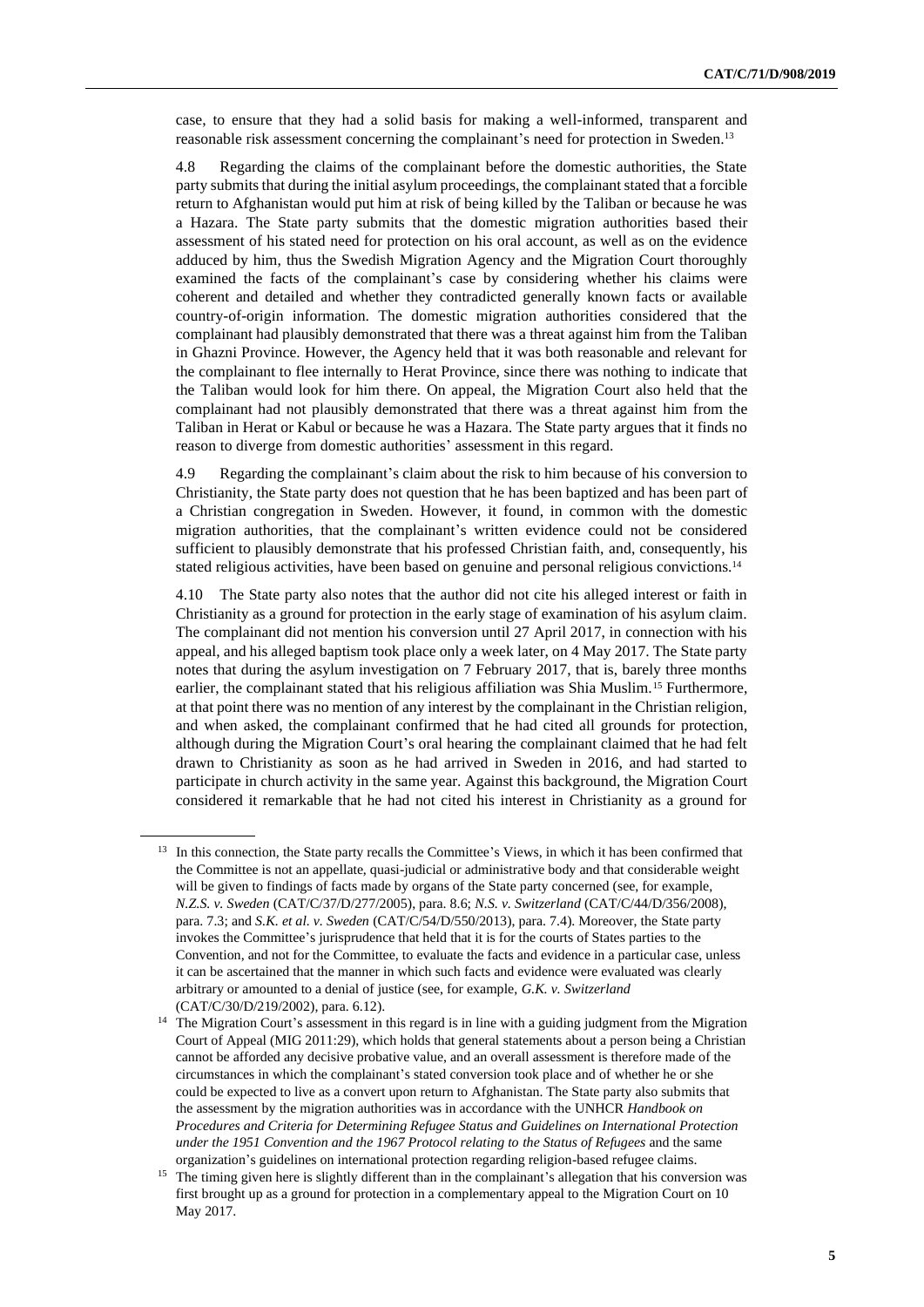case, to ensure that they had a solid basis for making a well-informed, transparent and reasonable risk assessment concerning the complainant's need for protection in Sweden.[13]

4.8 Regarding the claims of the complainant before the domestic authorities, the State party submits that during the initial asylum proceedings, the complainant stated that a forcible return to Afghanistan would put him at risk of being killed by the Taliban or because he was a Hazara. The State party submits that the domestic migration authorities based their assessment of his stated need for protection on his oral account, as well as on the evidence adduced by him, thus the Swedish Migration Agency and the Migration Court thoroughly examined the facts of the complainant's case by considering whether his claims were coherent and detailed and whether they contradicted generally known facts or available country-of-origin information. The domestic migration authorities considered that the complainant had plausibly demonstrated that there was a threat against him from the Taliban in Ghazni Province. However, the Agency held that it was both reasonable and relevant for the complainant to flee internally to Herat Province, since there was nothing to indicate that the Taliban would look for him there. On appeal, the Migration Court also held that the complainant had not plausibly demonstrated that there was a threat against him from the Taliban in Herat or Kabul or because he was a Hazara. The State party argues that it finds no reason to diverge from domestic authorities' assessment in this regard.

4.9 Regarding the complainant's claim about the risk to him because of his conversion to Christianity, the State party does not question that he has been baptized and has been part of a Christian congregation in Sweden. However, it found, in common with the domestic migration authorities, that the complainant's written evidence could not be considered sufficient to plausibly demonstrate that his professed Christian faith, and, consequently, his stated religious activities, have been based on genuine and personal religious convictions.[14]

4.10 The State party also notes that the author did not cite his alleged interest or faith in Christianity as a ground for protection in the early stage of examination of his asylum claim. The complainant did not mention his conversion until 27 April 2017, in connection with his appeal, and his alleged baptism took place only a week later, on 4 May 2017. The State party notes that during the asylum investigation on 7 February 2017, that is, barely three months earlier, the complainant stated that his religious affiliation was Shia Muslim.[15] Furthermore, at that point there was no mention of any interest by the complainant in the Christian religion, and when asked, the complainant confirmed that he had cited all grounds for protection, although during the Migration Court's oral hearing the complainant claimed that he had felt drawn to Christianity as soon as he had arrived in Sweden in 2016, and had started to participate in church activity in the same year. Against this background, the Migration Court considered it remarkable that he had not cited his interest in Christianity as a ground for

[13] In this connection, the State party recalls the Committee's Views, in which it has been confirmed that the Committee is not an appellate, quasi-judicial or administrative body and that considerable weight will be given to findings of facts made by organs of the State party concerned (see, for example, *N.Z.S. v. Sweden* (CAT/C/37/D/277/2005), para. 8.6; *N.S. v. Switzerland* (CAT/C/44/D/356/2008), para. 7.3; and *S.K. et al. v. Sweden* (CAT/C/54/D/550/2013), para. 7.4). Moreover, the State party invokes the Committee's jurisprudence that held that it is for the courts of States parties to the Convention, and not for the Committee, to evaluate the facts and evidence in a particular case, unless it can be ascertained that the manner in which such facts and evidence were evaluated was clearly arbitrary or amounted to a denial of justice (see, for example, *G.K. v. Switzerland* (CAT/C/30/D/219/2002), para. 6.12).

[14] The Migration Court's assessment in this regard is in line with a guiding judgment from the Migration Court of Appeal (MIG 2011:29), which holds that general statements about a person being a Christian cannot be afforded any decisive probative value, and an overall assessment is therefore made of the circumstances in which the complainant's stated conversion took place and of whether he or she could be expected to live as a convert upon return to Afghanistan. The State party also submits that the assessment by the migration authorities was in accordance with the UNHCR *Handbook on Procedures and Criteria for Determining Refugee Status and Guidelines on International Protection under the 1951 Convention and the 1967 Protocol relating to the Status of Refugees* and the same organization's guidelines on international protection regarding religion-based refugee claims.

[15] The timing given here is slightly different than in the complainant's allegation that his conversion was first brought up as a ground for protection in a complementary appeal to the Migration Court on 10 May 2017.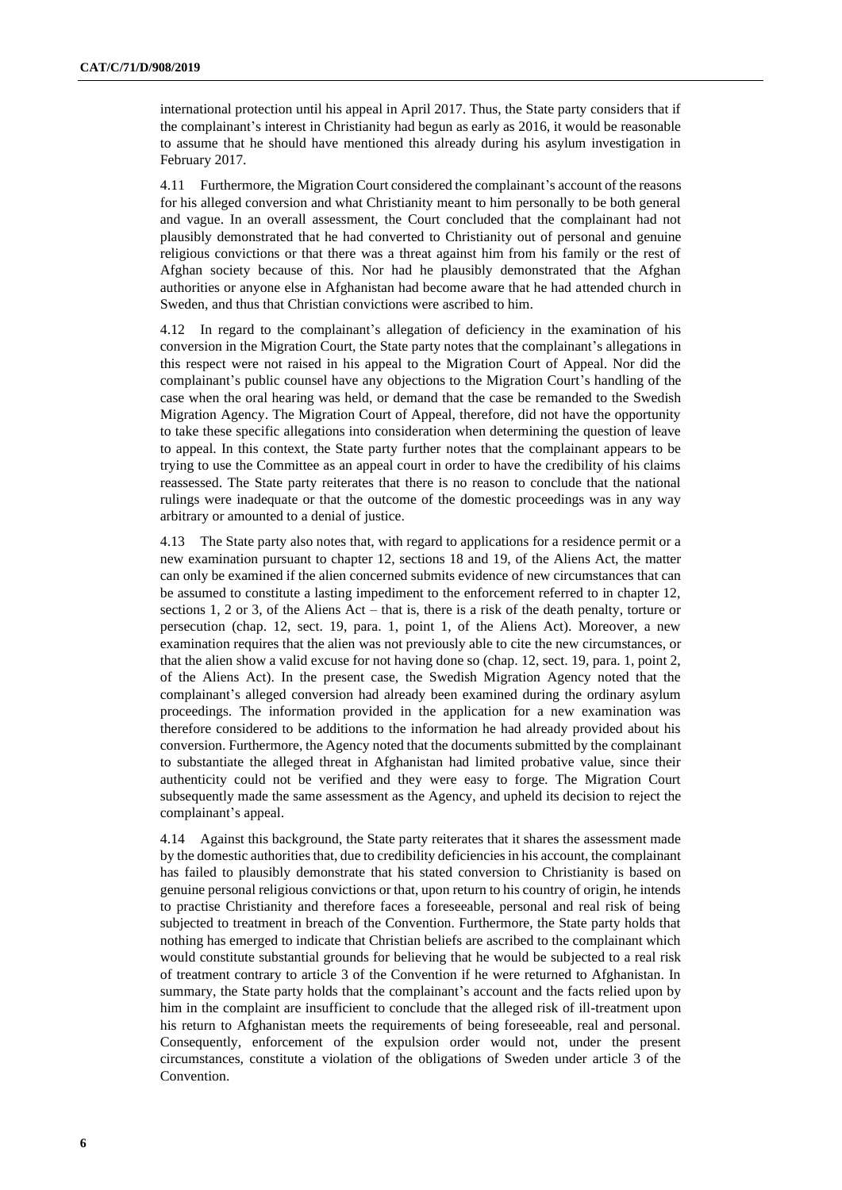international protection until his appeal in April 2017. Thus, the State party considers that if the complainant's interest in Christianity had begun as early as 2016, it would be reasonable to assume that he should have mentioned this already during his asylum investigation in February 2017.

4.11 Furthermore, the Migration Court considered the complainant's account of the reasons for his alleged conversion and what Christianity meant to him personally to be both general and vague. In an overall assessment, the Court concluded that the complainant had not plausibly demonstrated that he had converted to Christianity out of personal and genuine religious convictions or that there was a threat against him from his family or the rest of Afghan society because of this. Nor had he plausibly demonstrated that the Afghan authorities or anyone else in Afghanistan had become aware that he had attended church in Sweden, and thus that Christian convictions were ascribed to him.

4.12 In regard to the complainant's allegation of deficiency in the examination of his conversion in the Migration Court, the State party notes that the complainant's allegations in this respect were not raised in his appeal to the Migration Court of Appeal. Nor did the complainant's public counsel have any objections to the Migration Court's handling of the case when the oral hearing was held, or demand that the case be remanded to the Swedish Migration Agency. The Migration Court of Appeal, therefore, did not have the opportunity to take these specific allegations into consideration when determining the question of leave to appeal. In this context, the State party further notes that the complainant appears to be trying to use the Committee as an appeal court in order to have the credibility of his claims reassessed. The State party reiterates that there is no reason to conclude that the national rulings were inadequate or that the outcome of the domestic proceedings was in any way arbitrary or amounted to a denial of justice.

4.13 The State party also notes that, with regard to applications for a residence permit or a new examination pursuant to chapter 12, sections 18 and 19, of the Aliens Act, the matter can only be examined if the alien concerned submits evidence of new circumstances that can be assumed to constitute a lasting impediment to the enforcement referred to in chapter 12, sections 1, 2 or 3, of the Aliens Act – that is, there is a risk of the death penalty, torture or persecution (chap. 12, sect. 19, para. 1, point 1, of the Aliens Act). Moreover, a new examination requires that the alien was not previously able to cite the new circumstances, or that the alien show a valid excuse for not having done so (chap. 12, sect. 19, para. 1, point 2, of the Aliens Act). In the present case, the Swedish Migration Agency noted that the complainant's alleged conversion had already been examined during the ordinary asylum proceedings. The information provided in the application for a new examination was therefore considered to be additions to the information he had already provided about his conversion. Furthermore, the Agency noted that the documents submitted by the complainant to substantiate the alleged threat in Afghanistan had limited probative value, since their authenticity could not be verified and they were easy to forge. The Migration Court subsequently made the same assessment as the Agency, and upheld its decision to reject the complainant's appeal.

4.14 Against this background, the State party reiterates that it shares the assessment made by the domestic authorities that, due to credibility deficiencies in his account, the complainant has failed to plausibly demonstrate that his stated conversion to Christianity is based on genuine personal religious convictions or that, upon return to his country of origin, he intends to practise Christianity and therefore faces a foreseeable, personal and real risk of being subjected to treatment in breach of the Convention. Furthermore, the State party holds that nothing has emerged to indicate that Christian beliefs are ascribed to the complainant which would constitute substantial grounds for believing that he would be subjected to a real risk of treatment contrary to article 3 of the Convention if he were returned to Afghanistan. In summary, the State party holds that the complainant's account and the facts relied upon by him in the complaint are insufficient to conclude that the alleged risk of ill-treatment upon his return to Afghanistan meets the requirements of being foreseeable, real and personal. Consequently, enforcement of the expulsion order would not, under the present circumstances, constitute a violation of the obligations of Sweden under article 3 of the Convention.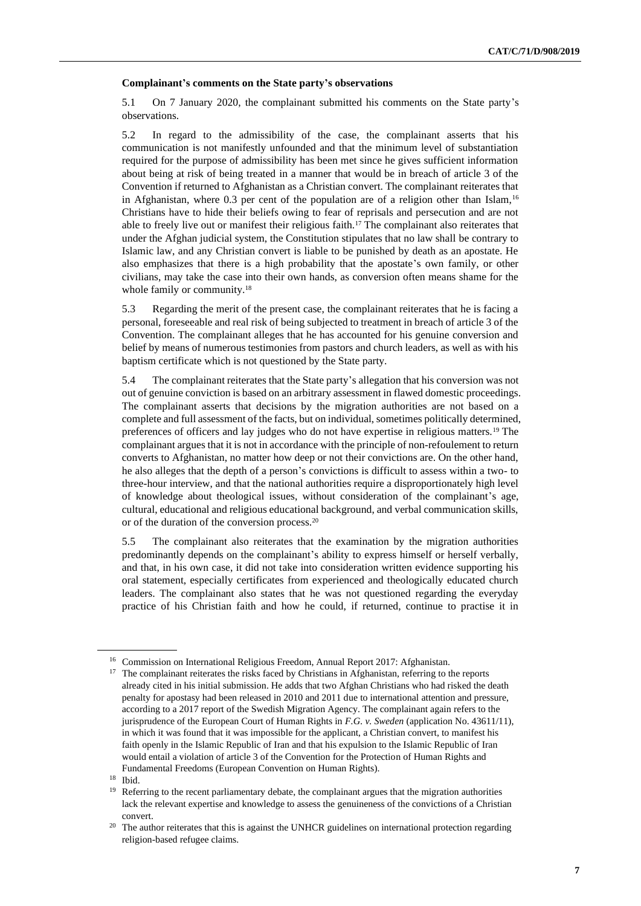**Complainant's comments on the State party's observations**

5.1 On 7 January 2020, the complainant submitted his comments on the State party's observations.

5.2 In regard to the admissibility of the case, the complainant asserts that his communication is not manifestly unfounded and that the minimum level of substantiation required for the purpose of admissibility has been met since he gives sufficient information about being at risk of being treated in a manner that would be in breach of article 3 of the Convention if returned to Afghanistan as a Christian convert. The complainant reiterates that in Afghanistan, where 0.3 per cent of the population are of a religion other than Islam,[16] Christians have to hide their beliefs owing to fear of reprisals and persecution and are not able to freely live out or manifest their religious faith.[17] The complainant also reiterates that under the Afghan judicial system, the Constitution stipulates that no law shall be contrary to Islamic law, and any Christian convert is liable to be punished by death as an apostate. He also emphasizes that there is a high probability that the apostate's own family, or other civilians, may take the case into their own hands, as conversion often means shame for the whole family or community.[18]

5.3 Regarding the merit of the present case, the complainant reiterates that he is facing a personal, foreseeable and real risk of being subjected to treatment in breach of article 3 of the Convention. The complainant alleges that he has accounted for his genuine conversion and belief by means of numerous testimonies from pastors and church leaders, as well as with his baptism certificate which is not questioned by the State party.

5.4 The complainant reiterates that the State party's allegation that his conversion was not out of genuine conviction is based on an arbitrary assessment in flawed domestic proceedings. The complainant asserts that decisions by the migration authorities are not based on a complete and full assessment of the facts, but on individual, sometimes politically determined, preferences of officers and lay judges who do not have expertise in religious matters.[19] The complainant argues that it is not in accordance with the principle of non-refoulement to return converts to Afghanistan, no matter how deep or not their convictions are. On the other hand, he also alleges that the depth of a person's convictions is difficult to assess within a two- to three-hour interview, and that the national authorities require a disproportionately high level of knowledge about theological issues, without consideration of the complainant's age, cultural, educational and religious educational background, and verbal communication skills, or of the duration of the conversion process.[20]

5.5 The complainant also reiterates that the examination by the migration authorities predominantly depends on the complainant's ability to express himself or herself verbally, and that, in his own case, it did not take into consideration written evidence supporting his oral statement, especially certificates from experienced and theologically educated church leaders. The complainant also states that he was not questioned regarding the everyday practice of his Christian faith and how he could, if returned, continue to practise it in

---

[16] Commission on International Religious Freedom, Annual Report 2017: Afghanistan.

[17] The complainant reiterates the risks faced by Christians in Afghanistan, referring to the reports already cited in his initial submission. He adds that two Afghan Christians who had risked the death penalty for apostasy had been released in 2010 and 2011 due to international attention and pressure, according to a 2017 report of the Swedish Migration Agency. The complainant again refers to the jurisprudence of the European Court of Human Rights in *F.G. v. Sweden* (application No. 43611/11), in which it was found that it was impossible for the applicant, a Christian convert, to manifest his faith openly in the Islamic Republic of Iran and that his expulsion to the Islamic Republic of Iran would entail a violation of article 3 of the Convention for the Protection of Human Rights and Fundamental Freedoms (European Convention on Human Rights).

[18] Ibid.

[19] Referring to the recent parliamentary debate, the complainant argues that the migration authorities lack the relevant expertise and knowledge to assess the genuineness of the convictions of a Christian convert.

[20] The author reiterates that this is against the UNHCR guidelines on international protection regarding religion-based refugee claims.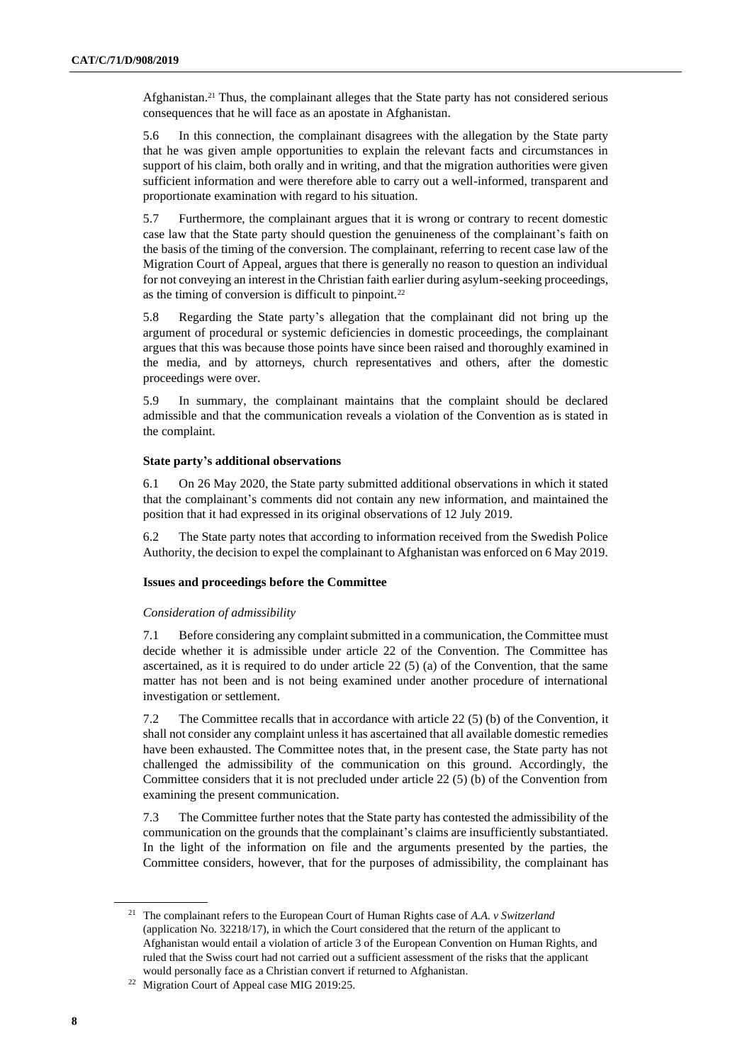Afghanistan.[21] Thus, the complainant alleges that the State party has not considered serious consequences that he will face as an apostate in Afghanistan.

5.6 In this connection, the complainant disagrees with the allegation by the State party that he was given ample opportunities to explain the relevant facts and circumstances in support of his claim, both orally and in writing, and that the migration authorities were given sufficient information and were therefore able to carry out a well-informed, transparent and proportionate examination with regard to his situation.

5.7 Furthermore, the complainant argues that it is wrong or contrary to recent domestic case law that the State party should question the genuineness of the complainant's faith on the basis of the timing of the conversion. The complainant, referring to recent case law of the Migration Court of Appeal, argues that there is generally no reason to question an individual for not conveying an interest in the Christian faith earlier during asylum-seeking proceedings, as the timing of conversion is difficult to pinpoint.[22]

5.8 Regarding the State party's allegation that the complainant did not bring up the argument of procedural or systemic deficiencies in domestic proceedings, the complainant argues that this was because those points have since been raised and thoroughly examined in the media, and by attorneys, church representatives and others, after the domestic proceedings were over.

5.9 In summary, the complainant maintains that the complaint should be declared admissible and that the communication reveals a violation of the Convention as is stated in the complaint.

### State party's additional observations

6.1 On 26 May 2020, the State party submitted additional observations in which it stated that the complainant's comments did not contain any new information, and maintained the position that it had expressed in its original observations of 12 July 2019.

6.2 The State party notes that according to information received from the Swedish Police Authority, the decision to expel the complainant to Afghanistan was enforced on 6 May 2019.

### Issues and proceedings before the Committee

#### *Consideration of admissibility*

7.1 Before considering any complaint submitted in a communication, the Committee must decide whether it is admissible under article 22 of the Convention. The Committee has ascertained, as it is required to do under article 22 (5) (a) of the Convention, that the same matter has not been and is not being examined under another procedure of international investigation or settlement.

7.2 The Committee recalls that in accordance with article 22 (5) (b) of the Convention, it shall not consider any complaint unless it has ascertained that all available domestic remedies have been exhausted. The Committee notes that, in the present case, the State party has not challenged the admissibility of the communication on this ground. Accordingly, the Committee considers that it is not precluded under article 22 (5) (b) of the Convention from examining the present communication.

7.3 The Committee further notes that the State party has contested the admissibility of the communication on the grounds that the complainant's claims are insufficiently substantiated. In the light of the information on file and the arguments presented by the parties, the Committee considers, however, that for the purposes of admissibility, the complainant has

---

[21] The complainant refers to the European Court of Human Rights case of *A.A. v Switzerland* (application No. 32218/17), in which the Court considered that the return of the applicant to Afghanistan would entail a violation of article 3 of the European Convention on Human Rights, and ruled that the Swiss court had not carried out a sufficient assessment of the risks that the applicant would personally face as a Christian convert if returned to Afghanistan.

[22] Migration Court of Appeal case MIG 2019:25.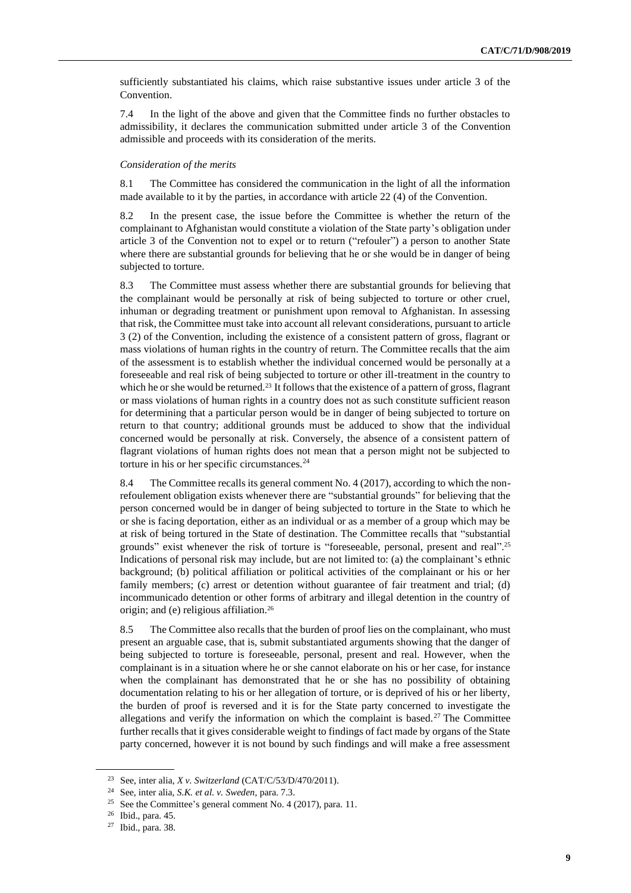sufficiently substantiated his claims, which raise substantive issues under article 3 of the Convention.

7.4 In the light of the above and given that the Committee finds no further obstacles to admissibility, it declares the communication submitted under article 3 of the Convention admissible and proceeds with its consideration of the merits.

*Consideration of the merits*

8.1 The Committee has considered the communication in the light of all the information made available to it by the parties, in accordance with article 22 (4) of the Convention.

8.2 In the present case, the issue before the Committee is whether the return of the complainant to Afghanistan would constitute a violation of the State party's obligation under article 3 of the Convention not to expel or to return ("refouler") a person to another State where there are substantial grounds for believing that he or she would be in danger of being subjected to torture.

8.3 The Committee must assess whether there are substantial grounds for believing that the complainant would be personally at risk of being subjected to torture or other cruel, inhuman or degrading treatment or punishment upon removal to Afghanistan. In assessing that risk, the Committee must take into account all relevant considerations, pursuant to article 3 (2) of the Convention, including the existence of a consistent pattern of gross, flagrant or mass violations of human rights in the country of return. The Committee recalls that the aim of the assessment is to establish whether the individual concerned would be personally at a foreseeable and real risk of being subjected to torture or other ill-treatment in the country to which he or she would be returned.[23] It follows that the existence of a pattern of gross, flagrant or mass violations of human rights in a country does not as such constitute sufficient reason for determining that a particular person would be in danger of being subjected to torture on return to that country; additional grounds must be adduced to show that the individual concerned would be personally at risk. Conversely, the absence of a consistent pattern of flagrant violations of human rights does not mean that a person might not be subjected to torture in his or her specific circumstances.[24]

8.4 The Committee recalls its general comment No. 4 (2017), according to which the non-refoulement obligation exists whenever there are "substantial grounds" for believing that the person concerned would be in danger of being subjected to torture in the State to which he or she is facing deportation, either as an individual or as a member of a group which may be at risk of being tortured in the State of destination. The Committee recalls that "substantial grounds" exist whenever the risk of torture is "foreseeable, personal, present and real".[25] Indications of personal risk may include, but are not limited to: (a) the complainant's ethnic background; (b) political affiliation or political activities of the complainant or his or her family members; (c) arrest or detention without guarantee of fair treatment and trial; (d) incommunicado detention or other forms of arbitrary and illegal detention in the country of origin; and (e) religious affiliation.[26]

8.5 The Committee also recalls that the burden of proof lies on the complainant, who must present an arguable case, that is, submit substantiated arguments showing that the danger of being subjected to torture is foreseeable, personal, present and real. However, when the complainant is in a situation where he or she cannot elaborate on his or her case, for instance when the complainant has demonstrated that he or she has no possibility of obtaining documentation relating to his or her allegation of torture, or is deprived of his or her liberty, the burden of proof is reversed and it is for the State party concerned to investigate the allegations and verify the information on which the complaint is based.[27] The Committee further recalls that it gives considerable weight to findings of fact made by organs of the State party concerned, however it is not bound by such findings and will make a free assessment

---

[23] See, inter alia, *X v. Switzerland* (CAT/C/53/D/470/2011).

[24] See, inter alia, *S.K. et al. v. Sweden*, para. 7.3.

[25] See the Committee's general comment No. 4 (2017), para. 11.

[26] Ibid., para. 45.

[27] Ibid., para. 38.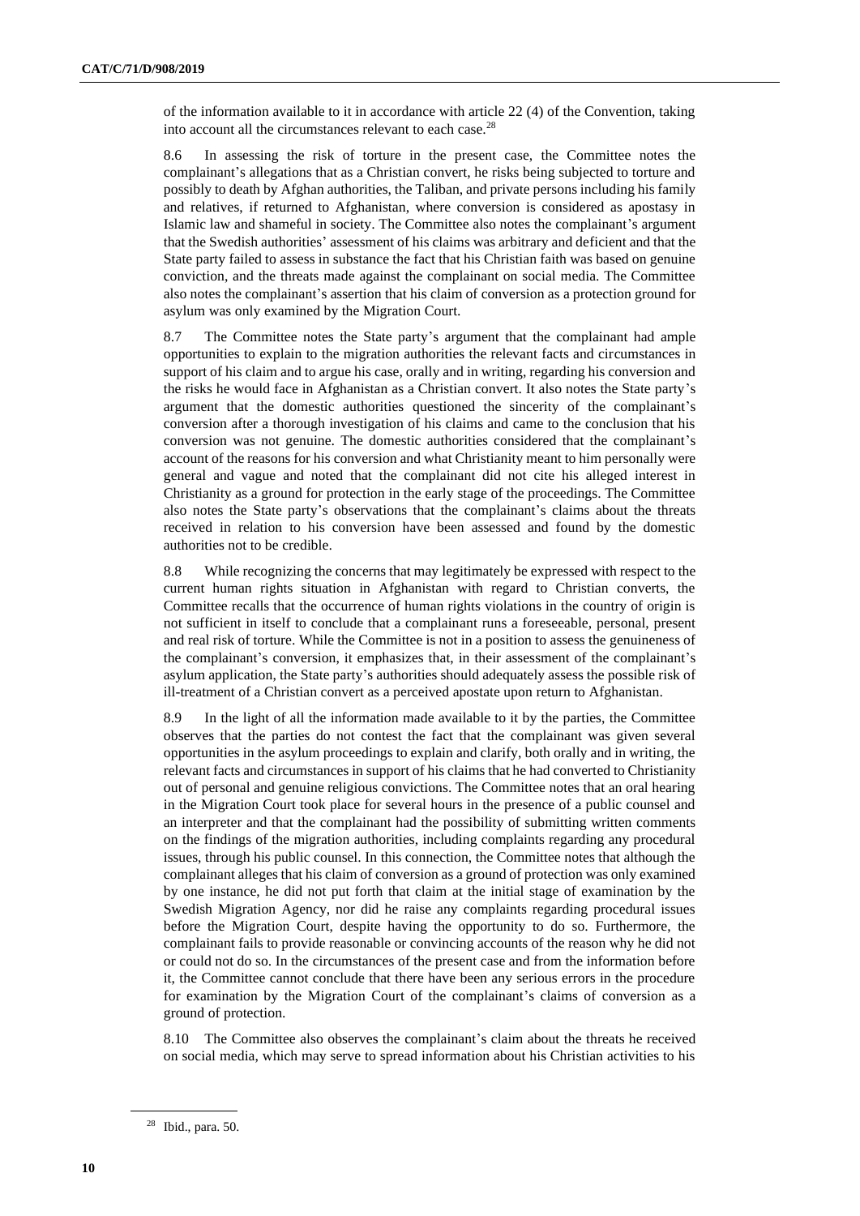of the information available to it in accordance with article 22 (4) of the Convention, taking into account all the circumstances relevant to each case.[28]

8.6 In assessing the risk of torture in the present case, the Committee notes the complainant's allegations that as a Christian convert, he risks being subjected to torture and possibly to death by Afghan authorities, the Taliban, and private persons including his family and relatives, if returned to Afghanistan, where conversion is considered as apostasy in Islamic law and shameful in society. The Committee also notes the complainant's argument that the Swedish authorities' assessment of his claims was arbitrary and deficient and that the State party failed to assess in substance the fact that his Christian faith was based on genuine conviction, and the threats made against the complainant on social media. The Committee also notes the complainant's assertion that his claim of conversion as a protection ground for asylum was only examined by the Migration Court.

8.7 The Committee notes the State party's argument that the complainant had ample opportunities to explain to the migration authorities the relevant facts and circumstances in support of his claim and to argue his case, orally and in writing, regarding his conversion and the risks he would face in Afghanistan as a Christian convert. It also notes the State party's argument that the domestic authorities questioned the sincerity of the complainant's conversion after a thorough investigation of his claims and came to the conclusion that his conversion was not genuine. The domestic authorities considered that the complainant's account of the reasons for his conversion and what Christianity meant to him personally were general and vague and noted that the complainant did not cite his alleged interest in Christianity as a ground for protection in the early stage of the proceedings. The Committee also notes the State party's observations that the complainant's claims about the threats received in relation to his conversion have been assessed and found by the domestic authorities not to be credible.

8.8 While recognizing the concerns that may legitimately be expressed with respect to the current human rights situation in Afghanistan with regard to Christian converts, the Committee recalls that the occurrence of human rights violations in the country of origin is not sufficient in itself to conclude that a complainant runs a foreseeable, personal, present and real risk of torture. While the Committee is not in a position to assess the genuineness of the complainant's conversion, it emphasizes that, in their assessment of the complainant's asylum application, the State party's authorities should adequately assess the possible risk of ill-treatment of a Christian convert as a perceived apostate upon return to Afghanistan.

8.9 In the light of all the information made available to it by the parties, the Committee observes that the parties do not contest the fact that the complainant was given several opportunities in the asylum proceedings to explain and clarify, both orally and in writing, the relevant facts and circumstances in support of his claims that he had converted to Christianity out of personal and genuine religious convictions. The Committee notes that an oral hearing in the Migration Court took place for several hours in the presence of a public counsel and an interpreter and that the complainant had the possibility of submitting written comments on the findings of the migration authorities, including complaints regarding any procedural issues, through his public counsel. In this connection, the Committee notes that although the complainant alleges that his claim of conversion as a ground of protection was only examined by one instance, he did not put forth that claim at the initial stage of examination by the Swedish Migration Agency, nor did he raise any complaints regarding procedural issues before the Migration Court, despite having the opportunity to do so. Furthermore, the complainant fails to provide reasonable or convincing accounts of the reason why he did not or could not do so. In the circumstances of the present case and from the information before it, the Committee cannot conclude that there have been any serious errors in the procedure for examination by the Migration Court of the complainant's claims of conversion as a ground of protection.

8.10 The Committee also observes the complainant's claim about the threats he received on social media, which may serve to spread information about his Christian activities to his

[28] Ibid., para. 50.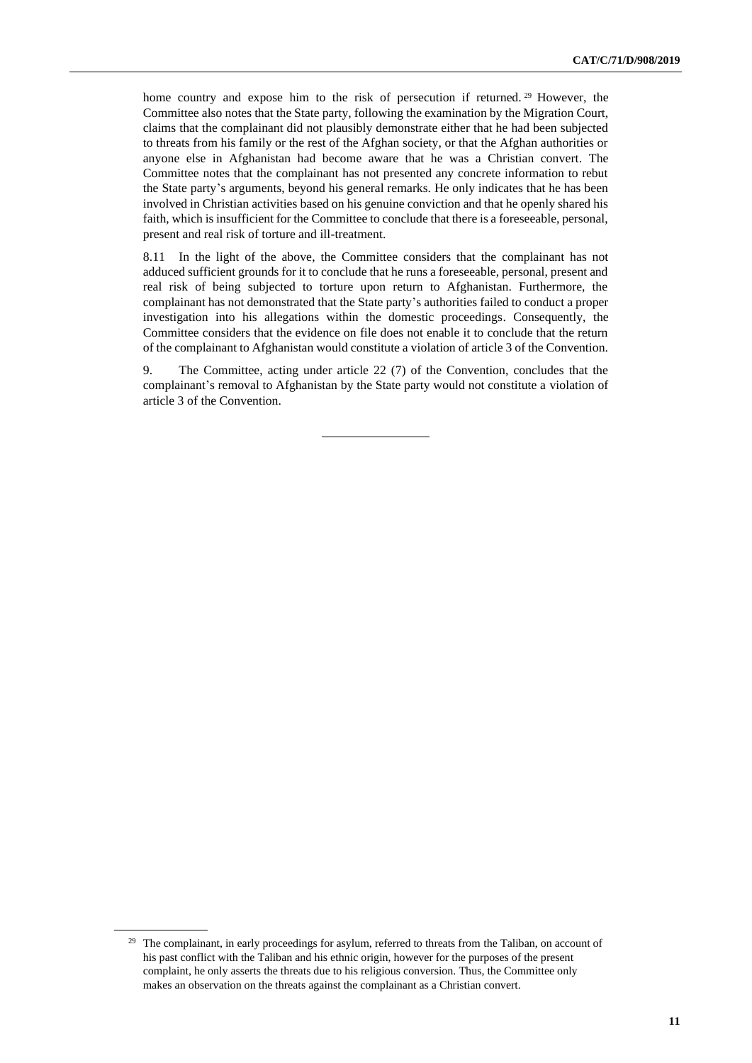home country and expose him to the risk of persecution if returned.[29] However, the Committee also notes that the State party, following the examination by the Migration Court, claims that the complainant did not plausibly demonstrate either that he had been subjected to threats from his family or the rest of the Afghan society, or that the Afghan authorities or anyone else in Afghanistan had become aware that he was a Christian convert. The Committee notes that the complainant has not presented any concrete information to rebut the State party's arguments, beyond his general remarks. He only indicates that he has been involved in Christian activities based on his genuine conviction and that he openly shared his faith, which is insufficient for the Committee to conclude that there is a foreseeable, personal, present and real risk of torture and ill-treatment.

8.11 In the light of the above, the Committee considers that the complainant has not adduced sufficient grounds for it to conclude that he runs a foreseeable, personal, present and real risk of being subjected to torture upon return to Afghanistan. Furthermore, the complainant has not demonstrated that the State party's authorities failed to conduct a proper investigation into his allegations within the domestic proceedings. Consequently, the Committee considers that the evidence on file does not enable it to conclude that the return of the complainant to Afghanistan would constitute a violation of article 3 of the Convention.

9. The Committee, acting under article 22 (7) of the Convention, concludes that the complainant's removal to Afghanistan by the State party would not constitute a violation of article 3 of the Convention.

---

[29] The complainant, in early proceedings for asylum, referred to threats from the Taliban, on account of his past conflict with the Taliban and his ethnic origin, however for the purposes of the present complaint, he only asserts the threats due to his religious conversion. Thus, the Committee only makes an observation on the threats against the complainant as a Christian convert.